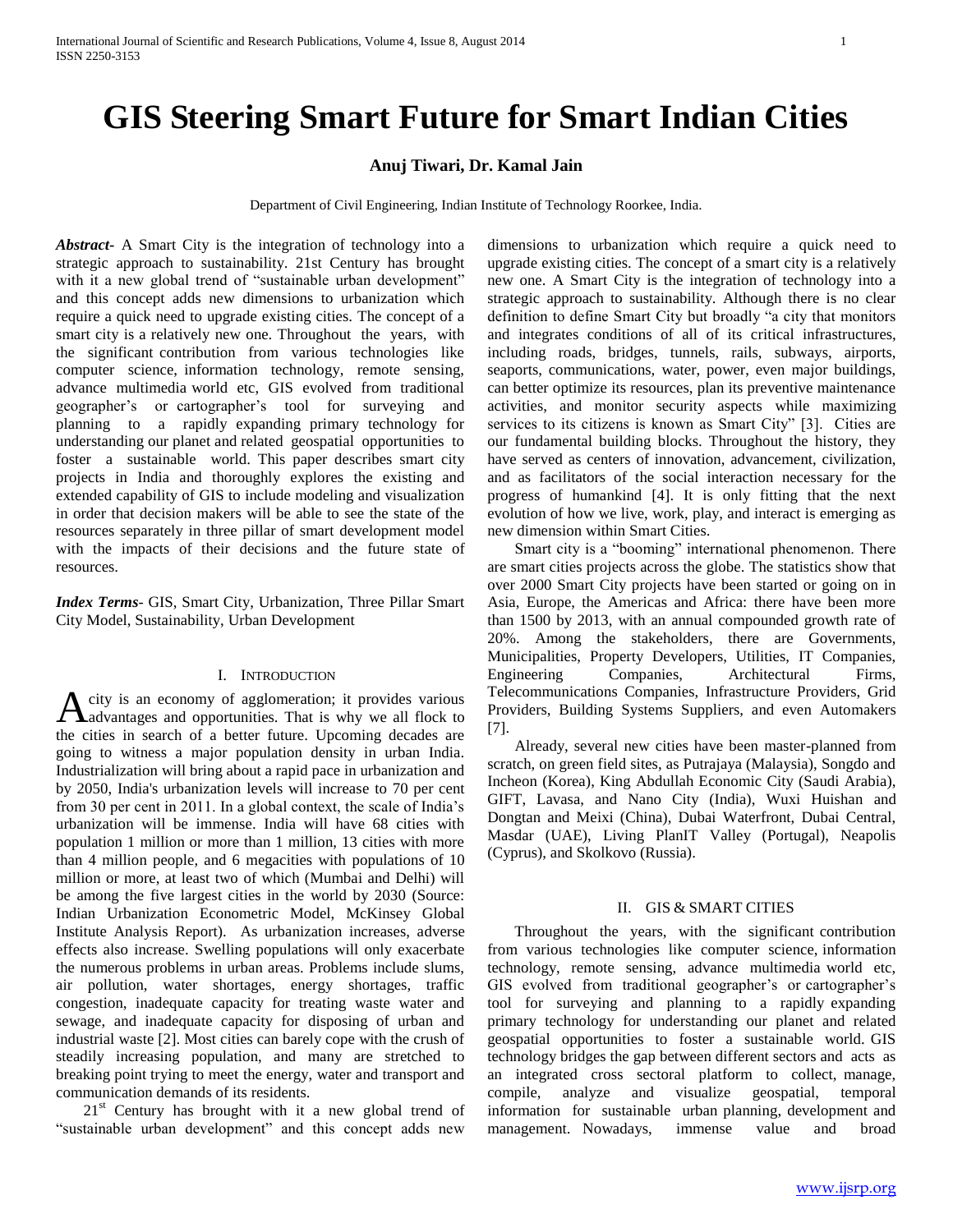# GIS Steering Smart Future for Smart Indian Cities

**Anuj Tiwari, Dr. Kamal Jain**

Department of Civil Engineering, Indian Institute of Technology Roorkee, India.

***Abstract-*** A Smart City is the integration of technology into a strategic approach to sustainability. 21st Century has brought with it a new global trend of "sustainable urban development" and this concept adds new dimensions to urbanization which require a quick need to upgrade existing cities. The concept of a smart city is a relatively new one. Throughout the years, with the significant contribution from various technologies like computer science, information technology, remote sensing, advance multimedia world etc, GIS evolved from traditional geographer's or cartographer's tool for surveying and planning to a rapidly expanding primary technology for understanding our planet and related geospatial opportunities to foster a sustainable world. This paper describes smart city projects in India and thoroughly explores the existing and extended capability of GIS to include modeling and visualization in order that decision makers will be able to see the state of the resources separately in three pillar of smart development model with the impacts of their decisions and the future state of resources.

***Index Terms-*** GIS, Smart City, Urbanization, Three Pillar Smart City Model, Sustainability, Urban Development

## I. Introduction

A city is an economy of agglomeration; it provides various advantages and opportunities. That is why we all flock to the cities in search of a better future. Upcoming decades are going to witness a major population density in urban India. Industrialization will bring about a rapid pace in urbanization and by 2050, India's urbanization levels will increase to 70 per cent from 30 per cent in 2011. In a global context, the scale of India's urbanization will be immense. India will have 68 cities with population 1 million or more than 1 million, 13 cities with more than 4 million people, and 6 megacities with populations of 10 million or more, at least two of which (Mumbai and Delhi) will be among the five largest cities in the world by 2030 (Source: Indian Urbanization Econometric Model, McKinsey Global Institute Analysis Report). As urbanization increases, adverse effects also increase. Swelling populations will only exacerbate the numerous problems in urban areas. Problems include slums, air pollution, water shortages, energy shortages, traffic congestion, inadequate capacity for treating waste water and sewage, and inadequate capacity for disposing of urban and industrial waste [2]. Most cities can barely cope with the crush of steadily increasing population, and many are stretched to breaking point trying to meet the energy, water and transport and communication demands of its residents.

21st Century has brought with it a new global trend of "sustainable urban development" and this concept adds new dimensions to urbanization which require a quick need to upgrade existing cities. The concept of a smart city is a relatively new one. A Smart City is the integration of technology into a strategic approach to sustainability. Although there is no clear definition to define Smart City but broadly "a city that monitors and integrates conditions of all of its critical infrastructures, including roads, bridges, tunnels, rails, subways, airports, seaports, communications, water, power, even major buildings, can better optimize its resources, plan its preventive maintenance activities, and monitor security aspects while maximizing services to its citizens is known as Smart City" [3]. Cities are our fundamental building blocks. Throughout the history, they have served as centers of innovation, advancement, civilization, and as facilitators of the social interaction necessary for the progress of humankind [4]. It is only fitting that the next evolution of how we live, work, play, and interact is emerging as new dimension within Smart Cities.

Smart city is a "booming" international phenomenon. There are smart cities projects across the globe. The statistics show that over 2000 Smart City projects have been started or going on in Asia, Europe, the Americas and Africa: there have been more than 1500 by 2013, with an annual compounded growth rate of 20%. Among the stakeholders, there are Governments, Municipalities, Property Developers, Utilities, IT Companies, Engineering Companies, Architectural Firms, Telecommunications Companies, Infrastructure Providers, Grid Providers, Building Systems Suppliers, and even Automakers [7].

Already, several new cities have been master-planned from scratch, on green field sites, as Putrajaya (Malaysia), Songdo and Incheon (Korea), King Abdullah Economic City (Saudi Arabia), GIFT, Lavasa, and Nano City (India), Wuxi Huishan and Dongtan and Meixi (China), Dubai Waterfront, Dubai Central, Masdar (UAE), Living PlanIT Valley (Portugal), Neapolis (Cyprus), and Skolkovo (Russia).

## II. GIS & Smart Cities

Throughout the years, with the significant contribution from various technologies like computer science, information technology, remote sensing, advance multimedia world etc, GIS evolved from traditional geographer's or cartographer's tool for surveying and planning to a rapidly expanding primary technology for understanding our planet and related geospatial opportunities to foster a sustainable world. GIS technology bridges the gap between different sectors and acts as an integrated cross sectoral platform to collect, manage, compile, analyze and visualize geospatial, temporal information for sustainable urban planning, development and management. Nowadays, immense value and broad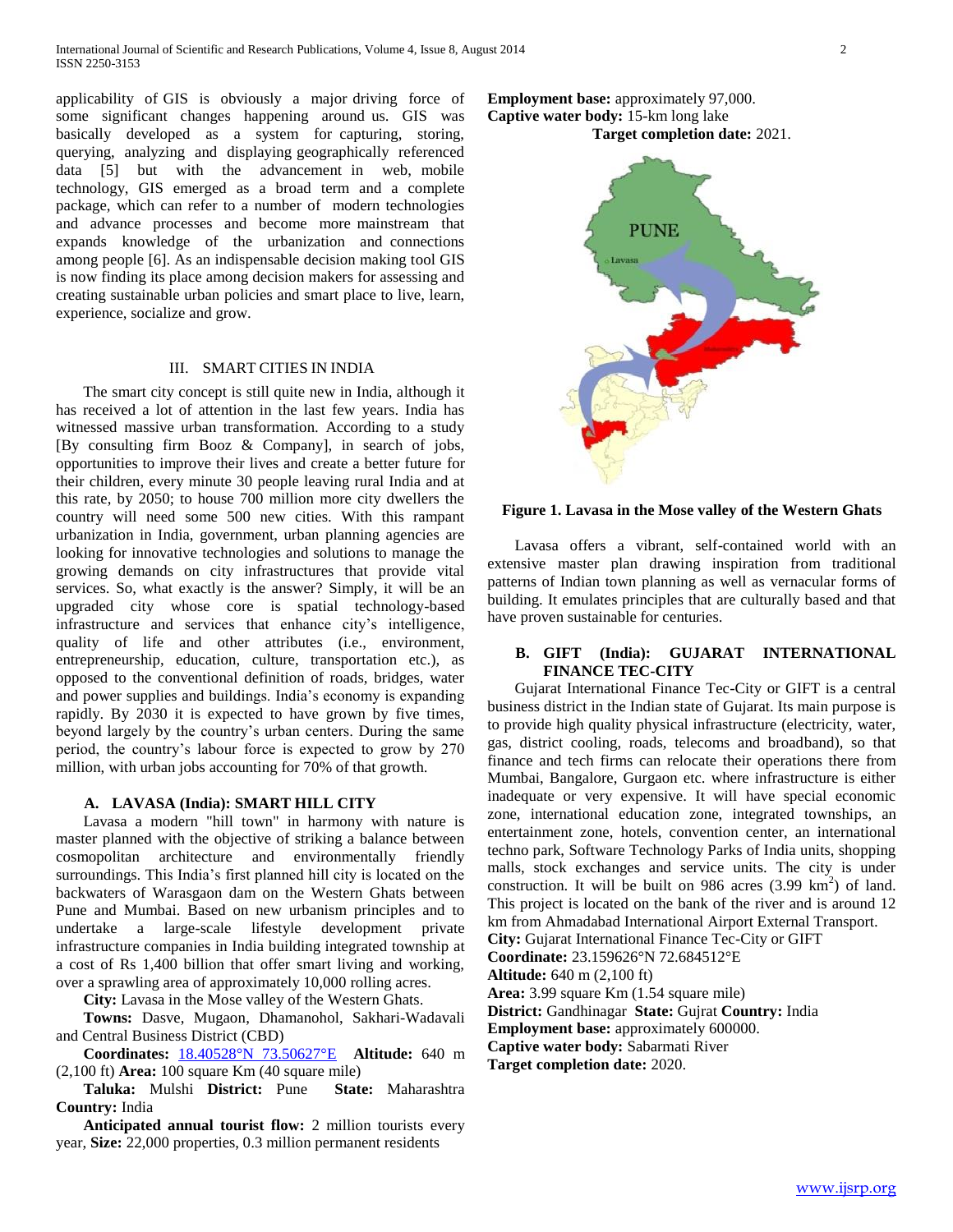applicability of GIS is obviously a major driving force of some significant changes happening around us. GIS was basically developed as a system for capturing, storing, querying, analyzing and displaying geographically referenced data [5] but with the advancement in web, mobile technology, GIS emerged as a broad term and a complete package, which can refer to a number of modern technologies and advance processes and become more mainstream that expands knowledge of the urbanization and connections among people [6]. As an indispensable decision making tool GIS is now finding its place among decision makers for assessing and creating sustainable urban policies and smart place to live, learn, experience, socialize and grow.

## III. SMART CITIES IN INDIA

The smart city concept is still quite new in India, although it has received a lot of attention in the last few years. India has witnessed massive urban transformation. According to a study [By consulting firm Booz & Company], in search of jobs, opportunities to improve their lives and create a better future for their children, every minute 30 people leaving rural India and at this rate, by 2050; to house 700 million more city dwellers the country will need some 500 new cities. With this rampant urbanization in India, government, urban planning agencies are looking for innovative technologies and solutions to manage the growing demands on city infrastructures that provide vital services. So, what exactly is the answer? Simply, it will be an upgraded city whose core is spatial technology-based infrastructure and services that enhance city's intelligence, quality of life and other attributes (i.e., environment, entrepreneurship, education, culture, transportation etc.), as opposed to the conventional definition of roads, bridges, water and power supplies and buildings. India's economy is expanding rapidly. By 2030 it is expected to have grown by five times, beyond largely by the country's urban centers. During the same period, the country's labour force is expected to grow by 270 million, with urban jobs accounting for 70% of that growth.

### A. LAVASA (India): SMART HILL CITY

Lavasa a modern "hill town" in harmony with nature is master planned with the objective of striking a balance between cosmopolitan architecture and environmentally friendly surroundings. This India's first planned hill city is located on the backwaters of Warasgaon dam on the Western Ghats between Pune and Mumbai. Based on new urbanism principles and to undertake a large-scale lifestyle development private infrastructure companies in India building integrated township at a cost of Rs 1,400 billion that offer smart living and working, over a sprawling area of approximately 10,000 rolling acres.

**City:** Lavasa in the Mose valley of the Western Ghats.

**Towns:** Dasve, Mugaon, Dhamanohol, Sakhari-Wadavali and Central Business District (CBD)

**Coordinates:** 18.40528°N 73.50627°E **Altitude:** 640 m (2,100 ft) **Area:** 100 square Km (40 square mile)

**Taluka:** Mulshi **District:** Pune **State:** Maharashtra **Country:** India

**Anticipated annual tourist flow:** 2 million tourists every year, **Size:** 22,000 properties, 0.3 million permanent residents

**Employment base:** approximately 97,000.
**Captive water body:** 15-km long lake
**Target completion date:** 2021.

**Figure 1. Lavasa in the Mose valley of the Western Ghats**

Lavasa offers a vibrant, self-contained world with an extensive master plan drawing inspiration from traditional patterns of Indian town planning as well as vernacular forms of building. It emulates principles that are culturally based and that have proven sustainable for centuries.

### B. GIFT (India): GUJARAT INTERNATIONAL FINANCE TEC-CITY

Gujarat International Finance Tec-City or GIFT is a central business district in the Indian state of Gujarat. Its main purpose is to provide high quality physical infrastructure (electricity, water, gas, district cooling, roads, telecoms and broadband), so that finance and tech firms can relocate their operations there from Mumbai, Bangalore, Gurgaon etc. where infrastructure is either inadequate or very expensive. It will have special economic zone, international education zone, integrated townships, an entertainment zone, hotels, convention center, an international techno park, Software Technology Parks of India units, shopping malls, stock exchanges and service units. The city is under construction. It will be built on 986 acres (3.99 km$^2$) of land. This project is located on the bank of the river and is around 12 km from Ahmadabad International Airport External Transport.

**City:** Gujarat International Finance Tec-City or GIFT
**Coordinate:** 23.159626°N 72.684512°E
**Altitude:** 640 m (2,100 ft)
**Area:** 3.99 square Km (1.54 square mile)
**District:** Gandhinagar **State:** Gujrat **Country:** India
**Employment base:** approximately 600000.
**Captive water body:** Sabarmati River
**Target completion date:** 2020.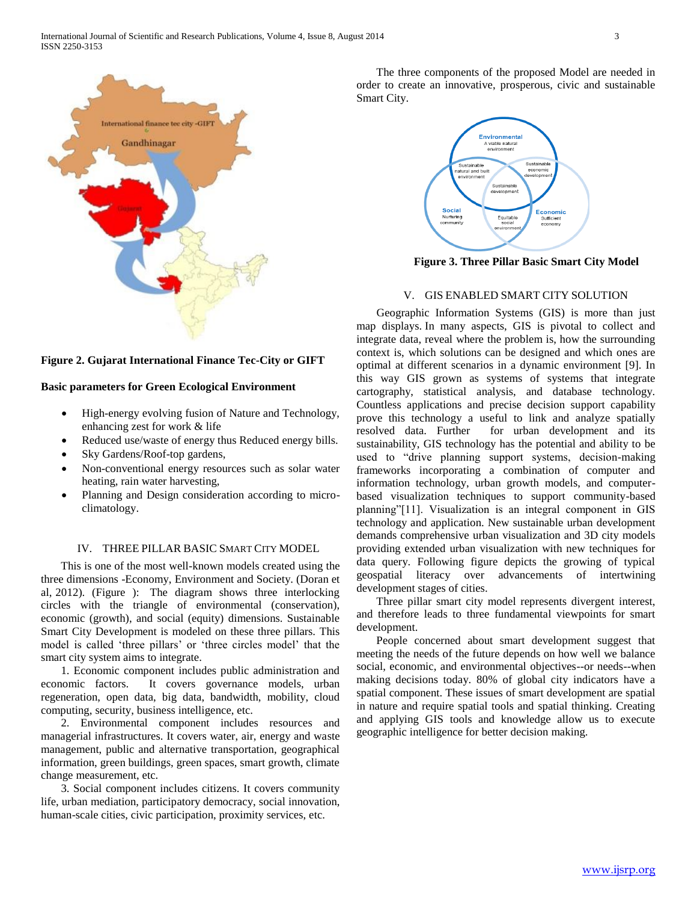Figure 2. Gujarat International Finance Tec-City or GIFT

**Basic parameters for Green Ecological Environment**

- High-energy evolving fusion of Nature and Technology, enhancing zest for work & life
- Reduced use/waste of energy thus Reduced energy bills.
- Sky Gardens/Roof-top gardens,
- Non-conventional energy resources such as solar water heating, rain water harvesting,
- Planning and Design consideration according to micro-climatology.

## IV. THREE PILLAR BASIC SMART CITY MODEL

This is one of the most well-known models created using the three dimensions -Economy, Environment and Society. (Doran et al, 2012). (Figure ): The diagram shows three interlocking circles with the triangle of environmental (conservation), economic (growth), and social (equity) dimensions. Sustainable Smart City Development is modeled on these three pillars. This model is called 'three pillars' or 'three circles model' that the smart city system aims to integrate.

1. Economic component includes public administration and economic factors. It covers governance models, urban regeneration, open data, big data, bandwidth, mobility, cloud computing, security, business intelligence, etc.

2. Environmental component includes resources and managerial infrastructures. It covers water, air, energy and waste management, public and alternative transportation, geographical information, green buildings, green spaces, smart growth, climate change measurement, etc.

3. Social component includes citizens. It covers community life, urban mediation, participatory democracy, social innovation, human-scale cities, civic participation, proximity services, etc.

The three components of the proposed Model are needed in order to create an innovative, prosperous, civic and sustainable Smart City.

Figure 3. Three Pillar Basic Smart City Model

## V. GIS ENABLED SMART CITY SOLUTION

Geographic Information Systems (GIS) is more than just map displays. In many aspects, GIS is pivotal to collect and integrate data, reveal where the problem is, how the surrounding context is, which solutions can be designed and which ones are optimal at different scenarios in a dynamic environment [9]. In this way GIS grown as systems of systems that integrate cartography, statistical analysis, and database technology. Countless applications and precise decision support capability prove this technology a useful to link and analyze spatially resolved data. Further for urban development and its sustainability, GIS technology has the potential and ability to be used to "drive planning support systems, decision-making frameworks incorporating a combination of computer and information technology, urban growth models, and computer-based visualization techniques to support community-based planning"[11]. Visualization is an integral component in GIS technology and application. New sustainable urban development demands comprehensive urban visualization and 3D city models providing extended urban visualization with new techniques for data query. Following figure depicts the growing of typical geospatial literacy over advancements of intertwining development stages of cities.

Three pillar smart city model represents divergent interest, and therefore leads to three fundamental viewpoints for smart development.

People concerned about smart development suggest that meeting the needs of the future depends on how well we balance social, economic, and environmental objectives--or needs--when making decisions today. 80% of global city indicators have a spatial component. These issues of smart development are spatial in nature and require spatial tools and spatial thinking. Creating and applying GIS tools and knowledge allow us to execute geographic intelligence for better decision making.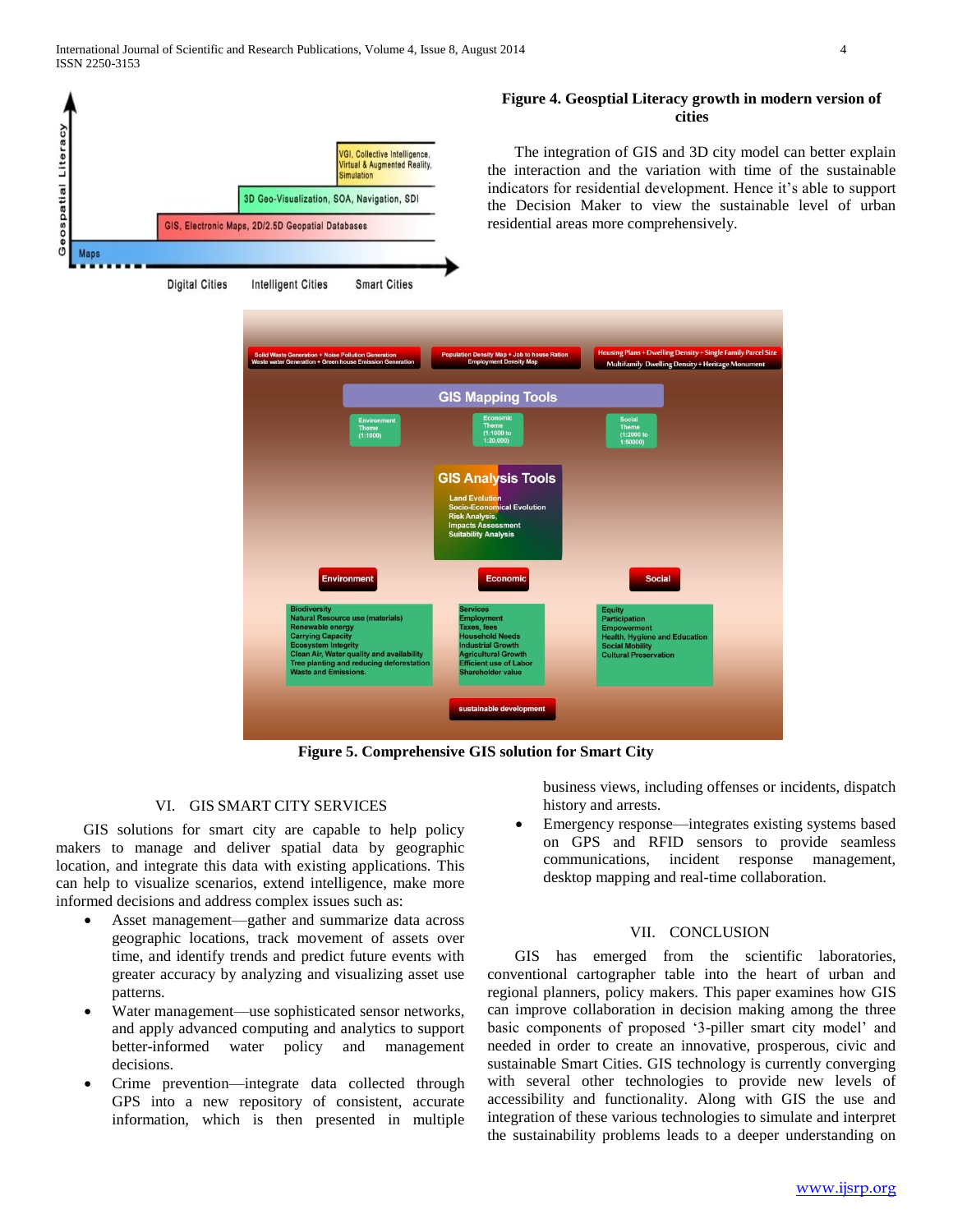**Figure 4. Geosptial Literacy growth in modern version of cities**

The integration of GIS and 3D city model can better explain the interaction and the variation with time of the sustainable indicators for residential development. Hence it's able to support the Decision Maker to view the sustainable level of urban residential areas more comprehensively.

**Figure 5. Comprehensive GIS solution for Smart City**

## VI. GIS SMART CITY SERVICES

GIS solutions for smart city are capable to help policy makers to manage and deliver spatial data by geographic location, and integrate this data with existing applications. This can help to visualize scenarios, extend intelligence, make more informed decisions and address complex issues such as:

- Asset management—gather and summarize data across geographic locations, track movement of assets over time, and identify trends and predict future events with greater accuracy by analyzing and visualizing asset use patterns.
- Water management—use sophisticated sensor networks, and apply advanced computing and analytics to support better-informed water policy and management decisions.
- Crime prevention—integrate data collected through GPS into a new repository of consistent, accurate information, which is then presented in multiple business views, including offenses or incidents, dispatch history and arrests.
- Emergency response—integrates existing systems based on GPS and RFID sensors to provide seamless communications, incident response management, desktop mapping and real-time collaboration.

## VII. CONCLUSION

GIS has emerged from the scientific laboratories, conventional cartographer table into the heart of urban and regional planners, policy makers. This paper examines how GIS can improve collaboration in decision making among the three basic components of proposed '3-piller smart city model' and needed in order to create an innovative, prosperous, civic and sustainable Smart Cities. GIS technology is currently converging with several other technologies to provide new levels of accessibility and functionality. Along with GIS the use and integration of these various technologies to simulate and interpret the sustainability problems leads to a deeper understanding on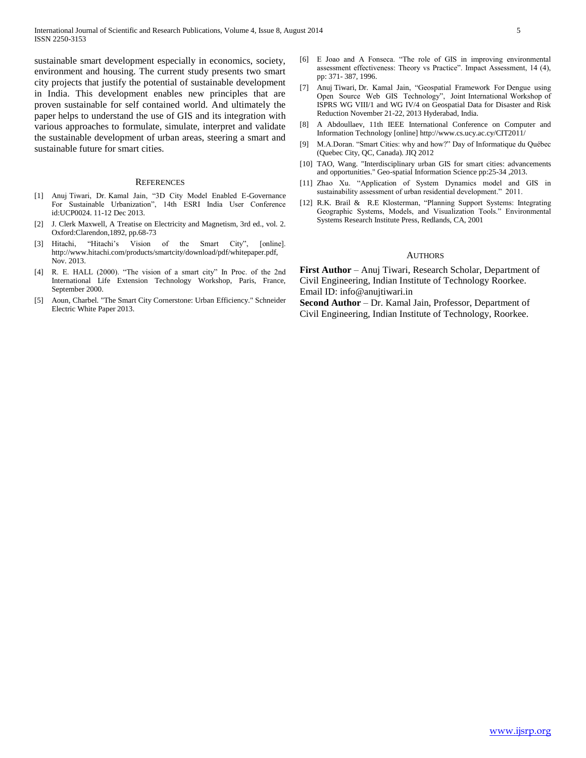sustainable smart development especially in economics, society, environment and housing. The current study presents two smart city projects that justify the potential of sustainable development in India. This development enables new principles that are proven sustainable for self contained world. And ultimately the paper helps to understand the use of GIS and its integration with various approaches to formulate, simulate, interpret and validate the sustainable development of urban areas, steering a smart and sustainable future for smart cities.

## REFERENCES

[1] Anuj Tiwari, Dr. Kamal Jain, "3D City Model Enabled E-Governance For Sustainable Urbanization", 14th ESRI India User Conference id:UCP0024. 11-12 Dec 2013.

[2] J. Clerk Maxwell, A Treatise on Electricity and Magnetism, 3rd ed., vol. 2. Oxford:Clarendon,1892, pp.68-73

[3] Hitachi, "Hitachi's Vision of the Smart City", [online]. http://www.hitachi.com/products/smartcity/download/pdf/whitepaper.pdf, Nov. 2013.

[4] R. E. HALL (2000). "The vision of a smart city" In Proc. of the 2nd International Life Extension Technology Workshop, Paris, France, September 2000.

[5] Aoun, Charbel. "The Smart City Cornerstone: Urban Efficiency." Schneider Electric White Paper 2013.

[6] E Joao and A Fonseca. "The role of GIS in improving environmental assessment effectiveness: Theory vs Practice". Impact Assessment, 14 (4), pp: 371- 387, 1996.

[7] Anuj Tiwari, Dr. Kamal Jain, "Geospatial Framework For Dengue using Open Source Web GIS Technology", Joint International Workshop of ISPRS WG VIII/1 and WG IV/4 on Geospatial Data for Disaster and Risk Reduction November 21-22, 2013 Hyderabad, India.

[8] A Abdoullaev, 11th IEEE International Conference on Computer and Information Technology [online] http://www.cs.ucy.ac.cy/CIT2011/

[9] M.A.Doran. "Smart Cities: why and how?" Day of Informatique du Québec (Quebec City, QC, Canada). JIQ 2012

[10] TAO, Wang. "Interdisciplinary urban GIS for smart cities: advancements and opportunities." Geo-spatial Information Science pp:25-34 ,2013.

[11] Zhao Xu. "Application of System Dynamics model and GIS in sustainability assessment of urban residential development." 2011.

[12] R.K. Brail & R.E Klosterman, "Planning Support Systems: Integrating Geographic Systems, Models, and Visualization Tools." Environmental Systems Research Institute Press, Redlands, CA, 2001

## AUTHORS

**First Author** – Anuj Tiwari, Research Scholar, Department of Civil Engineering, Indian Institute of Technology Roorkee. Email ID: info@anujtiwari.in

**Second Author** – Dr. Kamal Jain, Professor, Department of Civil Engineering, Indian Institute of Technology, Roorkee.